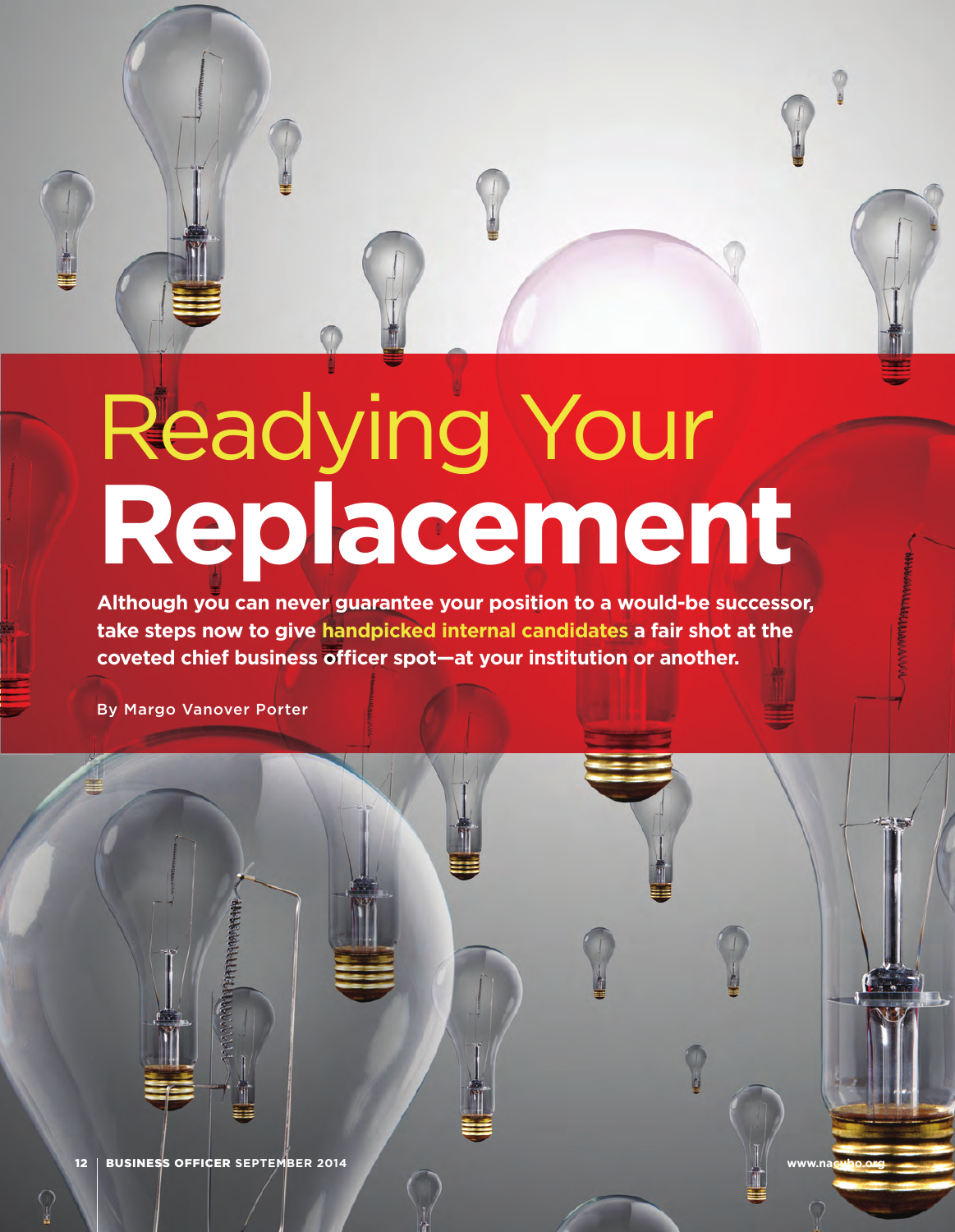# Readying Your **Replacement**

**Although you can never guarantee your position to a would-be successor, take steps now to give handpicked internal candidates a fair shot at the coveted chief business officer spot—at your institution or another.**

By Margo Vanover Porter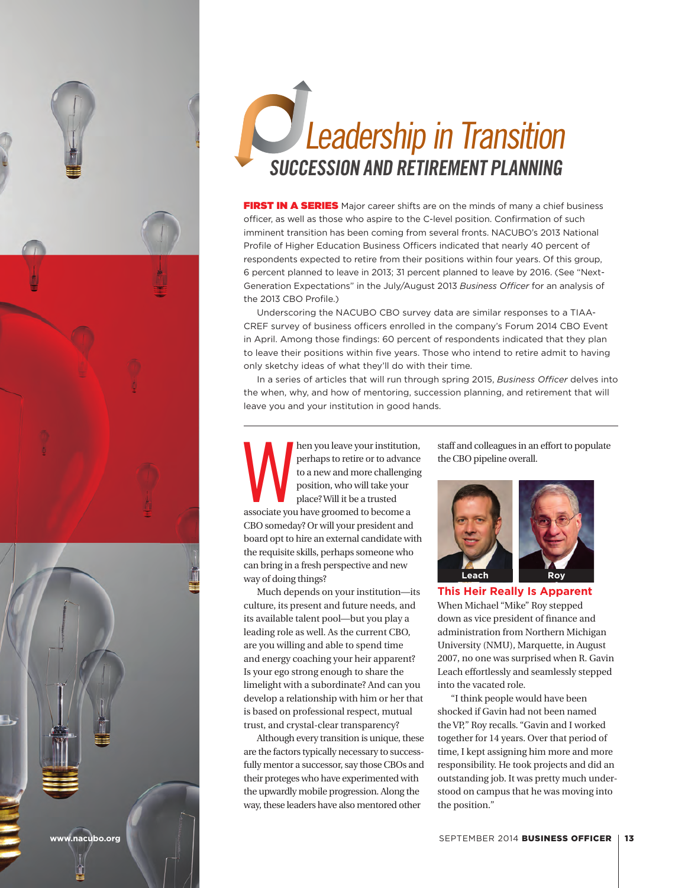# Leadership in Transition

## SUCCESSION AND RETIREMENT PLANNING

**FIRST IN A SERIES** Major career shifts are on the minds of many a chief business officer, as well as those who aspire to the C-level position. Confirmation of such imminent transition has been coming from several fronts. NACUBO's 2013 National Profile of Higher Education Business Officers indicated that nearly 40 percent of respondents expected to retire from their positions within four years. Of this group, 6 percent planned to leave in 2013; 31 percent planned to leave by 2016. (See "Next-Generation Expectations" in the July/August 2013 *Business Officer* for an analysis of the 2013 CBO Profile.)

Underscoring the NACUBO CBO survey data are similar responses to a TIAA-CREF survey of business officers enrolled in the company's Forum 2014 CBO Event in April. Among those findings: 60 percent of respondents indicated that they plan to leave their positions within five years. Those who intend to retire admit to having only sketchy ideas of what they'll do with their time.

In a series of articles that will run through spring 2015, *Business Officer* delves into the when, why, and how of mentoring, succession planning, and retirement that will leave you and your institution in good hands.

---

When you leave your institution, perhaps to retire or to advance to a new and more challenging position, who will take your place? Will it be a trusted associate you have groomed to become a CBO someday? Or will your president and board opt to hire an external candidate with the requisite skills, perhaps someone who can bring in a fresh perspective and new way of doing things?

Much depends on your institution—its culture, its present and future needs, and its available talent pool—but you play a leading role as well. As the current CBO, are you willing and able to spend time and energy coaching your heir apparent? Is your ego strong enough to share the limelight with a subordinate? And can you develop a relationship with him or her that is based on professional respect, mutual trust, and crystal-clear transparency?

Although every transition is unique, these are the factors typically necessary to successfully mentor a successor, say those CBOs and their proteges who have experimented with the upwardly mobile progression. Along the way, these leaders have also mentored other staff and colleagues in an effort to populate the CBO pipeline overall.

Leach

Roy

### This Heir Really Is Apparent

When Michael "Mike" Roy stepped down as vice president of finance and administration from Northern Michigan University (NMU), Marquette, in August 2007, no one was surprised when R. Gavin Leach effortlessly and seamlessly stepped into the vacated role.

"I think people would have been shocked if Gavin had not been named the VP," Roy recalls. "Gavin and I worked together for 14 years. Over that period of time, I kept assigning him more and more responsibility. He took projects and did an outstanding job. It was pretty much understood on campus that he was moving into the position."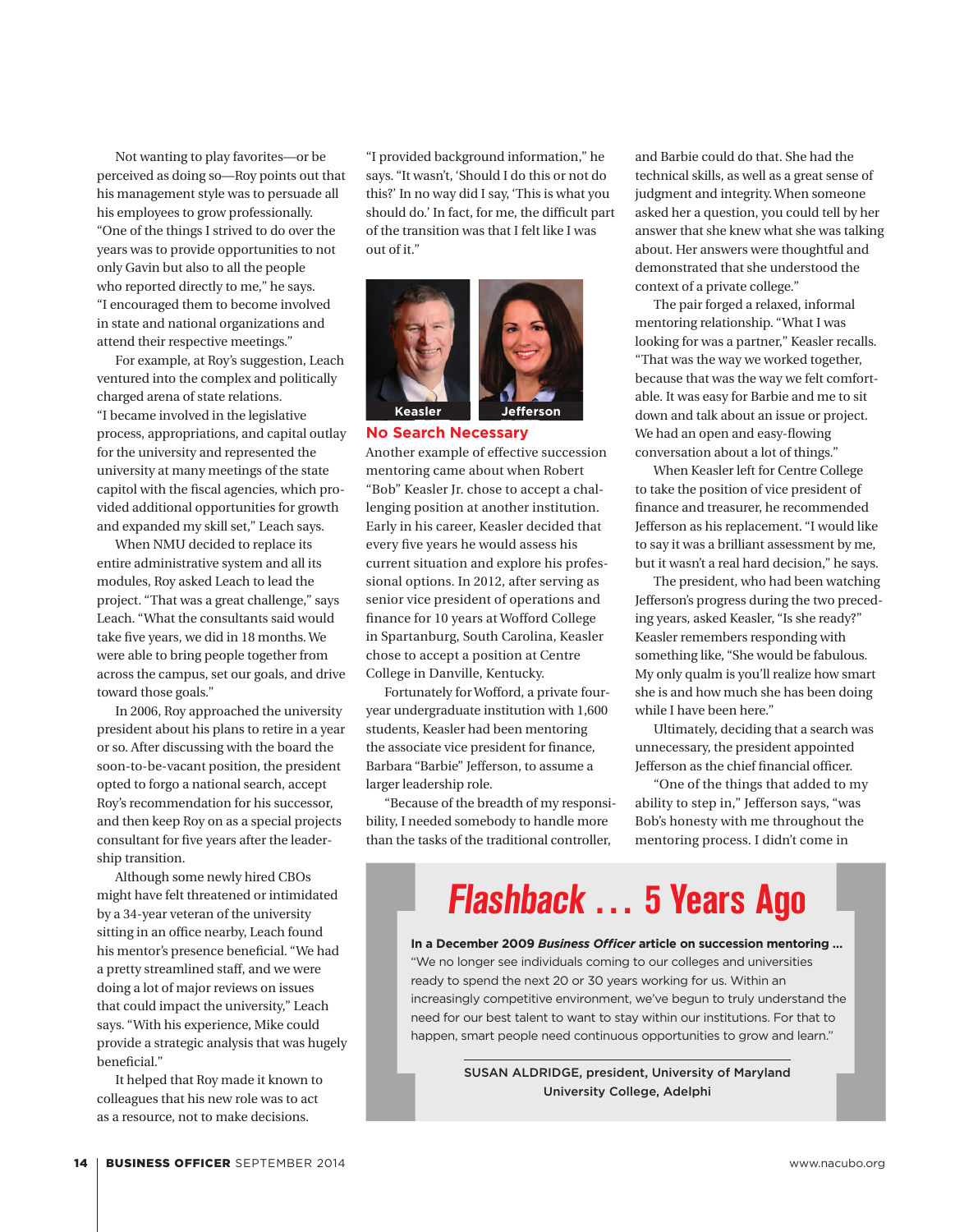Not wanting to play favorites—or be perceived as doing so—Roy points out that his management style was to persuade all his employees to grow professionally. "One of the things I strived to do over the years was to provide opportunities to not only Gavin but also to all the people who reported directly to me," he says. "I encouraged them to become involved in state and national organizations and attend their respective meetings."

For example, at Roy's suggestion, Leach ventured into the complex and politically charged arena of state relations. "I became involved in the legislative process, appropriations, and capital outlay for the university and represented the university at many meetings of the state capitol with the fiscal agencies, which provided additional opportunities for growth and expanded my skill set," Leach says.

When NMU decided to replace its entire administrative system and all its modules, Roy asked Leach to lead the project. "That was a great challenge," says Leach. "What the consultants said would take five years, we did in 18 months. We were able to bring people together from across the campus, set our goals, and drive toward those goals."

In 2006, Roy approached the university president about his plans to retire in a year or so. After discussing with the board the soon-to-be-vacant position, the president opted to forgo a national search, accept Roy's recommendation for his successor, and then keep Roy on as a special projects consultant for five years after the leadership transition.

Although some newly hired CBOs might have felt threatened or intimidated by a 34-year veteran of the university sitting in an office nearby, Leach found his mentor's presence beneficial. "We had a pretty streamlined staff, and we were doing a lot of major reviews on issues that could impact the university," Leach says. "With his experience, Mike could provide a strategic analysis that was hugely beneficial."

It helped that Roy made it known to colleagues that his new role was to act as a resource, not to make decisions. "I provided background information," he says. "It wasn't, 'Should I do this or not do this?' In no way did I say, 'This is what you should do.' In fact, for me, the difficult part of the transition was that I felt like I was out of it."

Keasler | Jefferson

## No Search Necessary

Another example of effective succession mentoring came about when Robert "Bob" Keasler Jr. chose to accept a challenging position at another institution. Early in his career, Keasler decided that every five years he would assess his current situation and explore his professional options. In 2012, after serving as senior vice president of operations and finance for 10 years at Wofford College in Spartanburg, South Carolina, Keasler chose to accept a position at Centre College in Danville, Kentucky.

Fortunately for Wofford, a private four-year undergraduate institution with 1,600 students, Keasler had been mentoring the associate vice president for finance, Barbara "Barbie" Jefferson, to assume a larger leadership role.

"Because of the breadth of my responsibility, I needed somebody to handle more than the tasks of the traditional controller, and Barbie could do that. She had the technical skills, as well as a great sense of judgment and integrity. When someone asked her a question, you could tell by her answer that she knew what she was talking about. Her answers were thoughtful and demonstrated that she understood the context of a private college."

The pair forged a relaxed, informal mentoring relationship. "What I was looking for was a partner," Keasler recalls. "That was the way we worked together, because that was the way we felt comfortable. It was easy for Barbie and me to sit down and talk about an issue or project. We had an open and easy-flowing conversation about a lot of things."

When Keasler left for Centre College to take the position of vice president of finance and treasurer, he recommended Jefferson as his replacement. "I would like to say it was a brilliant assessment by me, but it wasn't a real hard decision," he says.

The president, who had been watching Jefferson's progress during the two preceding years, asked Keasler, "Is she ready?" Keasler remembers responding with something like, "She would be fabulous. My only qualm is you'll realize how smart she is and how much she has been doing while I have been here."

Ultimately, deciding that a search was unnecessary, the president appointed Jefferson as the chief financial officer.

"One of the things that added to my ability to step in," Jefferson says, "was Bob's honesty with me throughout the mentoring process. I didn't come in

## *Flashback ... 5 Years Ago*

**In a December 2009 *Business Officer* article on succession mentoring ...**
"We no longer see individuals coming to our colleges and universities ready to spend the next 20 or 30 years working for us. Within an increasingly competitive environment, we've begun to truly understand the need for our best talent to want to stay within our institutions. For that to happen, smart people need continuous opportunities to grow and learn."

SUSAN ALDRIDGE, president, University of Maryland University College, Adelphi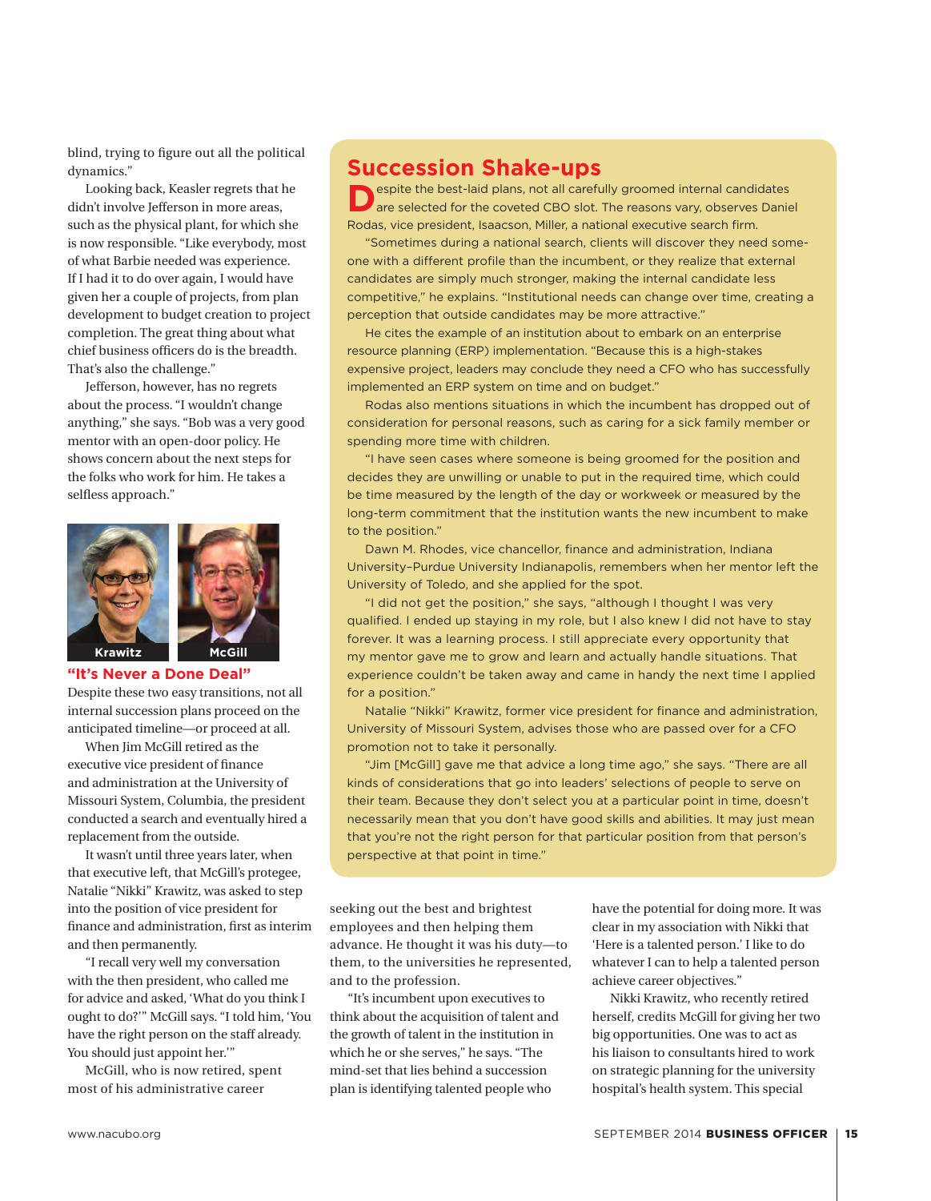blind, trying to figure out all the political dynamics."

Looking back, Keasler regrets that he didn't involve Jefferson in more areas, such as the physical plant, for which she is now responsible. "Like everybody, most of what Barbie needed was experience. If I had it to do over again, I would have given her a couple of projects, from plan development to budget creation to project completion. The great thing about what chief business officers do is the breadth. That's also the challenge."

Jefferson, however, has no regrets about the process. "I wouldn't change anything," she says. "Bob was a very good mentor with an open-door policy. He shows concern about the next steps for the folks who work for him. He takes a selfless approach."

Krawitz McGill

### "It's Never a Done Deal"

Despite these two easy transitions, not all internal succession plans proceed on the anticipated timeline—or proceed at all.

When Jim McGill retired as the executive vice president of finance and administration at the University of Missouri System, Columbia, the president conducted a search and eventually hired a replacement from the outside.

It wasn't until three years later, when that executive left, that McGill's protegee, Natalie "Nikki" Krawitz, was asked to step into the position of vice president for finance and administration, first as interim and then permanently.

"I recall very well my conversation with the then president, who called me for advice and asked, 'What do you think I ought to do?'" McGill says. "I told him, 'You have the right person on the staff already. You should just appoint her.'"

McGill, who is now retired, spent most of his administrative career seeking out the best and brightest employees and then helping them advance. He thought it was his duty—to them, to the universities he represented, and to the profession.

"It's incumbent upon executives to think about the acquisition of talent and the growth of talent in the institution in which he or she serves," he says. "The mind-set that lies behind a succession plan is identifying talented people who have the potential for doing more. It was clear in my association with Nikki that 'Here is a talented person.' I like to do whatever I can to help a talented person achieve career objectives."

Nikki Krawitz, who recently retired herself, credits McGill for giving her two big opportunities. One was to act as his liaison to consultants hired to work on strategic planning for the university hospital's health system. This special

## Succession Shake-ups

Despite the best-laid plans, not all carefully groomed internal candidates are selected for the coveted CBO slot. The reasons vary, observes Daniel Rodas, vice president, Isaacson, Miller, a national executive search firm.

"Sometimes during a national search, clients will discover they need someone with a different profile than the incumbent, or they realize that external candidates are simply much stronger, making the internal candidate less competitive," he explains. "Institutional needs can change over time, creating a perception that outside candidates may be more attractive."

He cites the example of an institution about to embark on an enterprise resource planning (ERP) implementation. "Because this is a high-stakes expensive project, leaders may conclude they need a CFO who has successfully implemented an ERP system on time and on budget."

Rodas also mentions situations in which the incumbent has dropped out of consideration for personal reasons, such as caring for a sick family member or spending more time with children.

"I have seen cases where someone is being groomed for the position and decides they are unwilling or unable to put in the required time, which could be time measured by the length of the day or workweek or measured by the long-term commitment that the institution wants the new incumbent to make to the position."

Dawn M. Rhodes, vice chancellor, finance and administration, Indiana University–Purdue University Indianapolis, remembers when her mentor left the University of Toledo, and she applied for the spot.

"I did not get the position," she says, "although I thought I was very qualified. I ended up staying in my role, but I also knew I did not have to stay forever. It was a learning process. I still appreciate every opportunity that my mentor gave me to grow and learn and actually handle situations. That experience couldn't be taken away and came in handy the next time I applied for a position."

Natalie "Nikki" Krawitz, former vice president for finance and administration, University of Missouri System, advises those who are passed over for a CFO promotion not to take it personally.

"Jim [McGill] gave me that advice a long time ago," she says. "There are all kinds of considerations that go into leaders' selections of people to serve on their team. Because they don't select you at a particular point in time, doesn't necessarily mean that you don't have good skills and abilities. It may just mean that you're not the right person for that particular position from that person's perspective at that point in time."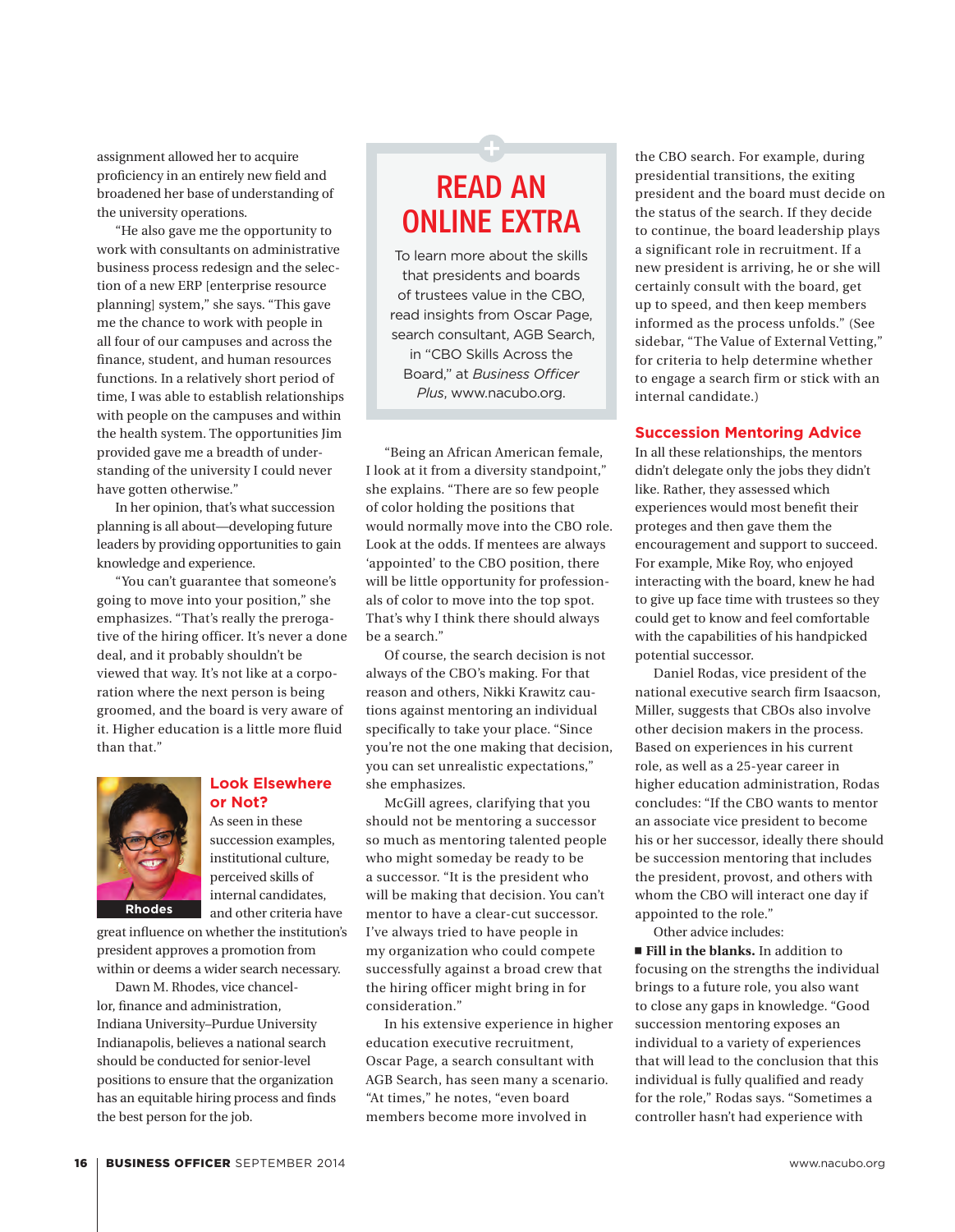assignment allowed her to acquire proficiency in an entirely new field and broadened her base of understanding of the university operations.

"He also gave me the opportunity to work with consultants on administrative business process redesign and the selection of a new ERP [enterprise resource planning] system," she says. "This gave me the chance to work with people in all four of our campuses and across the finance, student, and human resources functions. In a relatively short period of time, I was able to establish relationships with people on the campuses and within the health system. The opportunities Jim provided gave me a breadth of understanding of the university I could never have gotten otherwise."

In her opinion, that's what succession planning is all about—developing future leaders by providing opportunities to gain knowledge and experience.

"You can't guarantee that someone's going to move into your position," she emphasizes. "That's really the prerogative of the hiring officer. It's never a done deal, and it probably shouldn't be viewed that way. It's not like at a corporation where the next person is being groomed, and the board is very aware of it. Higher education is a little more fluid than that."

## Look Elsewhere or Not?

Rhodes

As seen in these succession examples, institutional culture, perceived skills of internal candidates, and other criteria have great influence on whether the institution's president approves a promotion from within or deems a wider search necessary.

Dawn M. Rhodes, vice chancellor, finance and administration, Indiana University–Purdue University Indianapolis, believes a national search should be conducted for senior-level positions to ensure that the organization has an equitable hiring process and finds the best person for the job.

> **READ AN ONLINE EXTRA**
>
> To learn more about the skills that presidents and boards of trustees value in the CBO, read insights from Oscar Page, search consultant, AGB Search, in "CBO Skills Across the Board," at *Business Officer Plus*, www.nacubo.org.

"Being an African American female, I look at it from a diversity standpoint," she explains. "There are so few people of color holding the positions that would normally move into the CBO role. Look at the odds. If mentees are always 'appointed' to the CBO position, there will be little opportunity for professionals of color to move into the top spot. That's why I think there should always be a search."

Of course, the search decision is not always of the CBO's making. For that reason and others, Nikki Krawitz cautions against mentoring an individual specifically to take your place. "Since you're not the one making that decision, you can set unrealistic expectations," she emphasizes.

McGill agrees, clarifying that you should not be mentoring a successor so much as mentoring talented people who might someday be ready to be a successor. "It is the president who will be making that decision. You can't mentor to have a clear-cut successor. I've always tried to have people in my organization who could compete successfully against a broad crew that the hiring officer might bring in for consideration."

In his extensive experience in higher education executive recruitment, Oscar Page, a search consultant with AGB Search, has seen many a scenario. "At times," he notes, "even board members become more involved in the CBO search. For example, during presidential transitions, the exiting president and the board must decide on the status of the search. If they decide to continue, the board leadership plays a significant role in recruitment. If a new president is arriving, he or she will certainly consult with the board, get up to speed, and then keep members informed as the process unfolds." (See sidebar, "The Value of External Vetting," for criteria to help determine whether to engage a search firm or stick with an internal candidate.)

## Succession Mentoring Advice

In all these relationships, the mentors didn't delegate only the jobs they didn't like. Rather, they assessed which experiences would most benefit their proteges and then gave them the encouragement and support to succeed. For example, Mike Roy, who enjoyed interacting with the board, knew he had to give up face time with trustees so they could get to know and feel comfortable with the capabilities of his handpicked potential successor.

Daniel Rodas, vice president of the national executive search firm Isaacson, Miller, suggests that CBOs also involve other decision makers in the process. Based on experiences in his current role, as well as a 25-year career in higher education administration, Rodas concludes: "If the CBO wants to mentor an associate vice president to become his or her successor, ideally there should be succession mentoring that includes the president, provost, and others with whom the CBO will interact one day if appointed to the role."

Other advice includes:

- **Fill in the blanks.** In addition to focusing on the strengths the individual brings to a future role, you also want to close any gaps in knowledge. "Good succession mentoring exposes an individual to a variety of experiences that will lead to the conclusion that this individual is fully qualified and ready for the role," Rodas says. "Sometimes a controller hasn't had experience with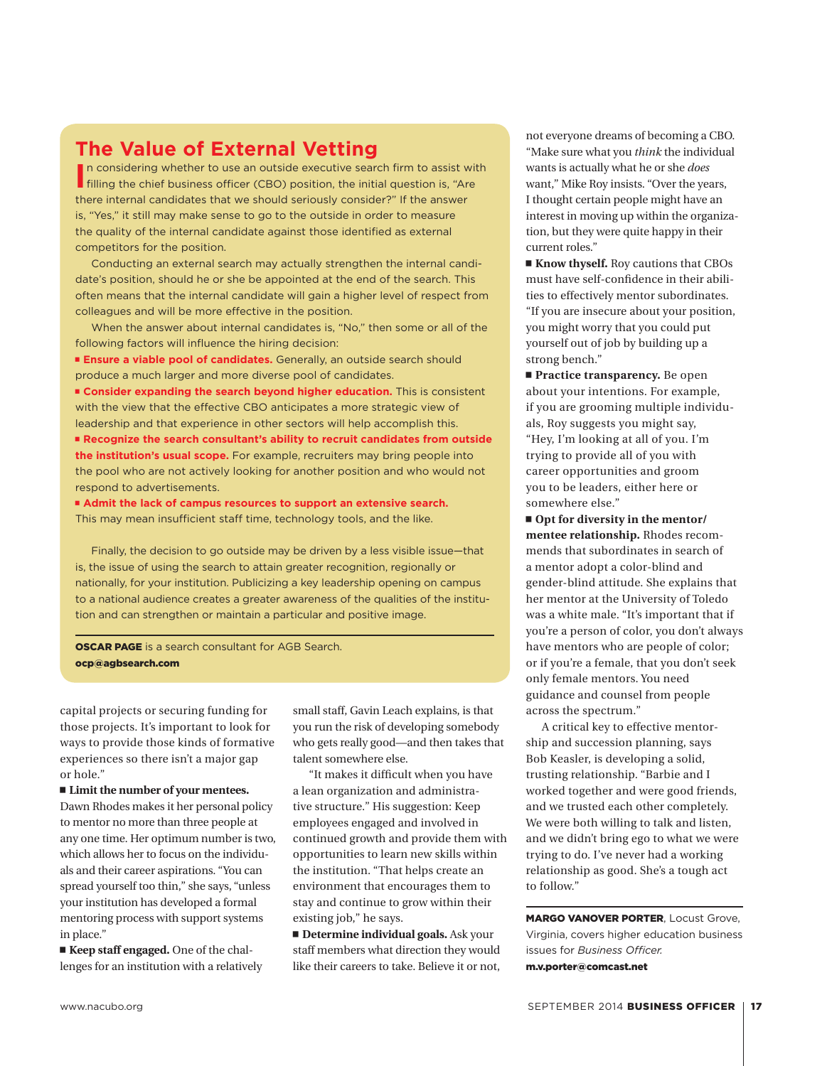## The Value of External Vetting

In considering whether to use an outside executive search firm to assist with filling the chief business officer (CBO) position, the initial question is, "Are there internal candidates that we should seriously consider?" If the answer is, "Yes," it still may make sense to go to the outside in order to measure the quality of the internal candidate against those identified as external competitors for the position.

Conducting an external search may actually strengthen the internal candidate's position, should he or she be appointed at the end of the search. This often means that the internal candidate will gain a higher level of respect from colleagues and will be more effective in the position.

When the answer about internal candidates is, "No," then some or all of the following factors will influence the hiring decision:

- **Ensure a viable pool of candidates.** Generally, an outside search should produce a much larger and more diverse pool of candidates.
- **Consider expanding the search beyond higher education.** This is consistent with the view that the effective CBO anticipates a more strategic view of leadership and that experience in other sectors will help accomplish this.
- **Recognize the search consultant's ability to recruit candidates from outside the institution's usual scope.** For example, recruiters may bring people into the pool who are not actively looking for another position and who would not respond to advertisements.
- **Admit the lack of campus resources to support an extensive search.** This may mean insufficient staff time, technology tools, and the like.

Finally, the decision to go outside may be driven by a less visible issue—that is, the issue of using the search to attain greater recognition, regionally or nationally, for your institution. Publicizing a key leadership opening on campus to a national audience creates a greater awareness of the qualities of the institution and can strengthen or maintain a particular and positive image.

**OSCAR PAGE** is a search consultant for AGB Search.
**ocp@agbsearch.com**

---

capital projects or securing funding for those projects. It's important to look for ways to provide those kinds of formative experiences so there isn't a major gap or hole."

- **Limit the number of your mentees.** Dawn Rhodes makes it her personal policy to mentor no more than three people at any one time. Her optimum number is two, which allows her to focus on the individuals and their career aspirations. "You can spread yourself too thin," she says, "unless your institution has developed a formal mentoring process with support systems in place."
- **Keep staff engaged.** One of the challenges for an institution with a relatively small staff, Gavin Leach explains, is that you run the risk of developing somebody who gets really good—and then takes that talent somewhere else.

"It makes it difficult when you have a lean organization and administrative structure." His suggestion: Keep employees engaged and involved in continued growth and provide them with opportunities to learn new skills within the institution. "That helps create an environment that encourages them to stay and continue to grow within their existing job," he says.

- **Determine individual goals.** Ask your staff members what direction they would like their careers to take. Believe it or not, not everyone dreams of becoming a CBO. "Make sure what you *think* the individual wants is actually what he or she *does* want," Mike Roy insists. "Over the years, I thought certain people might have an interest in moving up within the organization, but they were quite happy in their current roles."
- **Know thyself.** Roy cautions that CBOs must have self-confidence in their abilities to effectively mentor subordinates. "If you are insecure about your position, you might worry that you could put yourself out of job by building up a strong bench."
- **Practice transparency.** Be open about your intentions. For example, if you are grooming multiple individuals, Roy suggests you might say, "Hey, I'm looking at all of you. I'm trying to provide all of you with career opportunities and groom you to be leaders, either here or somewhere else."
- **Opt for diversity in the mentor/mentee relationship.** Rhodes recommends that subordinates in search of a mentor adopt a color-blind and gender-blind attitude. She explains that her mentor at the University of Toledo was a white male. "It's important that if you're a person of color, you don't always have mentors who are people of color; or if you're a female, that you don't seek only female mentors. You need guidance and counsel from people across the spectrum."

A critical key to effective mentorship and succession planning, says Bob Keasler, is developing a solid, trusting relationship. "Barbie and I worked together and were good friends, and we trusted each other completely. We were both willing to talk and listen, and we didn't bring ego to what we were trying to do. I've never had a working relationship as good. She's a tough act to follow."

**MARGO VANOVER PORTER**, Locust Grove, Virginia, covers higher education business issues for *Business Officer.*
**m.v.porter@comcast.net**